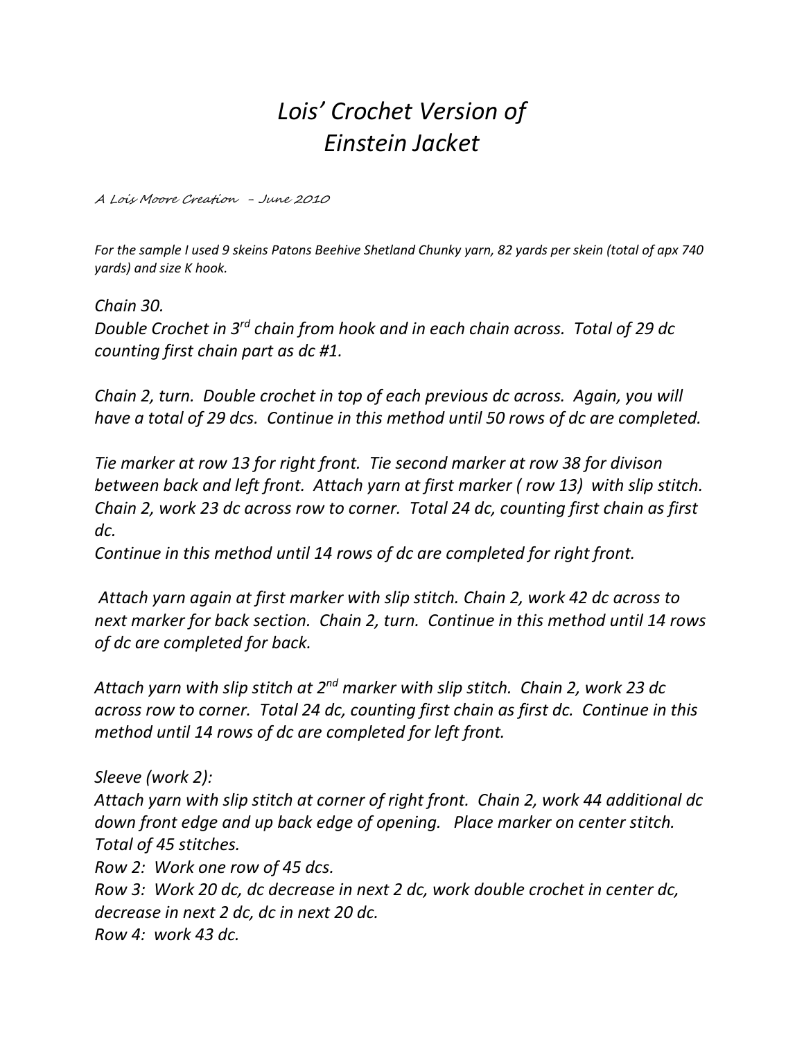# *Lois' Crochet Version of Einstein Jacket*

A Lois Moore Creation – June 2010

*For the sample I used 9 skeins Patons Beehive Shetland Chunky yarn, 82 yards per skein (total of apx 740 yards) and size K hook.*

*Chain 30.*
*Double Crochet in 3rd chain from hook and in each chain across. Total of 29 dc counting first chain part as dc #1.*

*Chain 2, turn. Double crochet in top of each previous dc across. Again, you will have a total of 29 dcs. Continue in this method until 50 rows of dc are completed.*

*Tie marker at row 13 for right front. Tie second marker at row 38 for divison between back and left front. Attach yarn at first marker ( row 13) with slip stitch. Chain 2, work 23 dc across row to corner. Total 24 dc, counting first chain as first dc.*
*Continue in this method until 14 rows of dc are completed for right front.*

*Attach yarn again at first marker with slip stitch. Chain 2, work 42 dc across to next marker for back section. Chain 2, turn. Continue in this method until 14 rows of dc are completed for back.*

*Attach yarn with slip stitch at 2nd marker with slip stitch. Chain 2, work 23 dc across row to corner. Total 24 dc, counting first chain as first dc. Continue in this method until 14 rows of dc are completed for left front.*

*Sleeve (work 2):*
*Attach yarn with slip stitch at corner of right front. Chain 2, work 44 additional dc down front edge and up back edge of opening. Place marker on center stitch. Total of 45 stitches.*
*Row 2: Work one row of 45 dcs.*
*Row 3: Work 20 dc, dc decrease in next 2 dc, work double crochet in center dc, decrease in next 2 dc, dc in next 20 dc.*
*Row 4: work 43 dc.*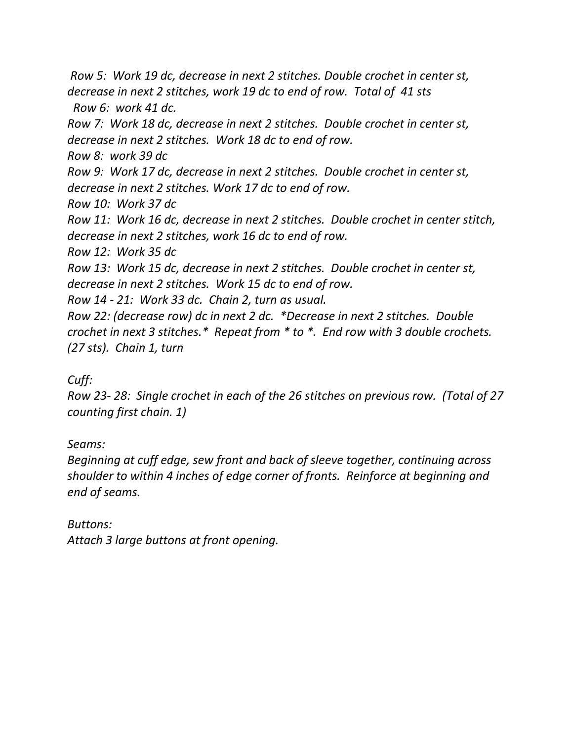*Row 5: Work 19 dc, decrease in next 2 stitches. Double crochet in center st, decrease in next 2 stitches, work 19 dc to end of row. Total of 41 sts*

*Row 6: work 41 dc.*

*Row 7: Work 18 dc, decrease in next 2 stitches. Double crochet in center st, decrease in next 2 stitches. Work 18 dc to end of row.*

*Row 8: work 39 dc*

*Row 9: Work 17 dc, decrease in next 2 stitches. Double crochet in center st, decrease in next 2 stitches. Work 17 dc to end of row.*

*Row 10: Work 37 dc*

*Row 11: Work 16 dc, decrease in next 2 stitches. Double crochet in center stitch, decrease in next 2 stitches, work 16 dc to end of row.*

*Row 12: Work 35 dc*

*Row 13: Work 15 dc, decrease in next 2 stitches. Double crochet in center st, decrease in next 2 stitches. Work 15 dc to end of row.*

*Row 14 - 21: Work 33 dc. Chain 2, turn as usual.*

*Row 22: (decrease row) dc in next 2 dc. *Decrease in next 2 stitches. Double crochet in next 3 stitches.* Repeat from * to *. End row with 3 double crochets. (27 sts). Chain 1, turn*

*Cuff:*

*Row 23- 28: Single crochet in each of the 26 stitches on previous row. (Total of 27 counting first chain. 1)*

*Seams:*

*Beginning at cuff edge, sew front and back of sleeve together, continuing across shoulder to within 4 inches of edge corner of fronts. Reinforce at beginning and end of seams.*

*Buttons:*

*Attach 3 large buttons at front opening.*